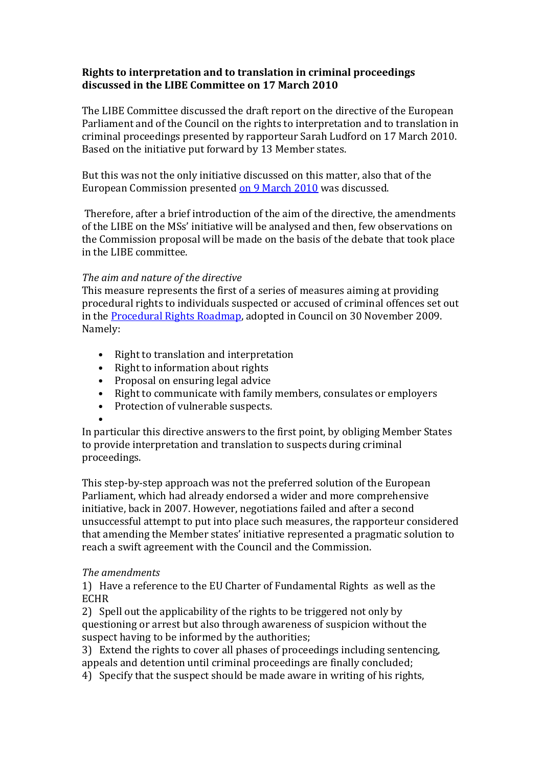**Rights to interpretation and to translation in criminal proceedings discussed in the LIBE Committee on 17 March 2010**

The LIBE Committee discussed the draft report on the directive of the European Parliament and of the Council on the rights to interpretation and to translation in criminal proceedings presented by rapporteur Sarah Ludford on 17 March 2010. Based on the initiative put forward by 13 Member states.

But this was not the only initiative discussed on this matter, also that of the European Commission presented on 9 March 2010 was discussed.

Therefore, after a brief introduction of the aim of the directive, the amendments of the LIBE on the MSs' initiative will be analysed and then, few observations on the Commission proposal will be made on the basis of the debate that took place in the LIBE committee.

*The aim and nature of the directive*

This measure represents the first of a series of measures aiming at providing procedural rights to individuals suspected or accused of criminal offences set out in the Procedural Rights Roadmap, adopted in Council on 30 November 2009. Namely:

- Right to translation and interpretation
- Right to information about rights
- Proposal on ensuring legal advice
- Right to communicate with family members, consulates or employers
- Protection of vulnerable suspects.

In particular this directive answers to the first point, by obliging Member States to provide interpretation and translation to suspects during criminal proceedings.

This step-by-step approach was not the preferred solution of the European Parliament, which had already endorsed a wider and more comprehensive initiative, back in 2007. However, negotiations failed and after a second unsuccessful attempt to put into place such measures, the rapporteur considered that amending the Member states' initiative represented a pragmatic solution to reach a swift agreement with the Council and the Commission.

*The amendments*

1) Have a reference to the EU Charter of Fundamental Rights as well as the ECHR
2) Spell out the applicability of the rights to be triggered not only by questioning or arrest but also through awareness of suspicion without the suspect having to be informed by the authorities;
3) Extend the rights to cover all phases of proceedings including sentencing, appeals and detention until criminal proceedings are finally concluded;
4) Specify that the suspect should be made aware in writing of his rights,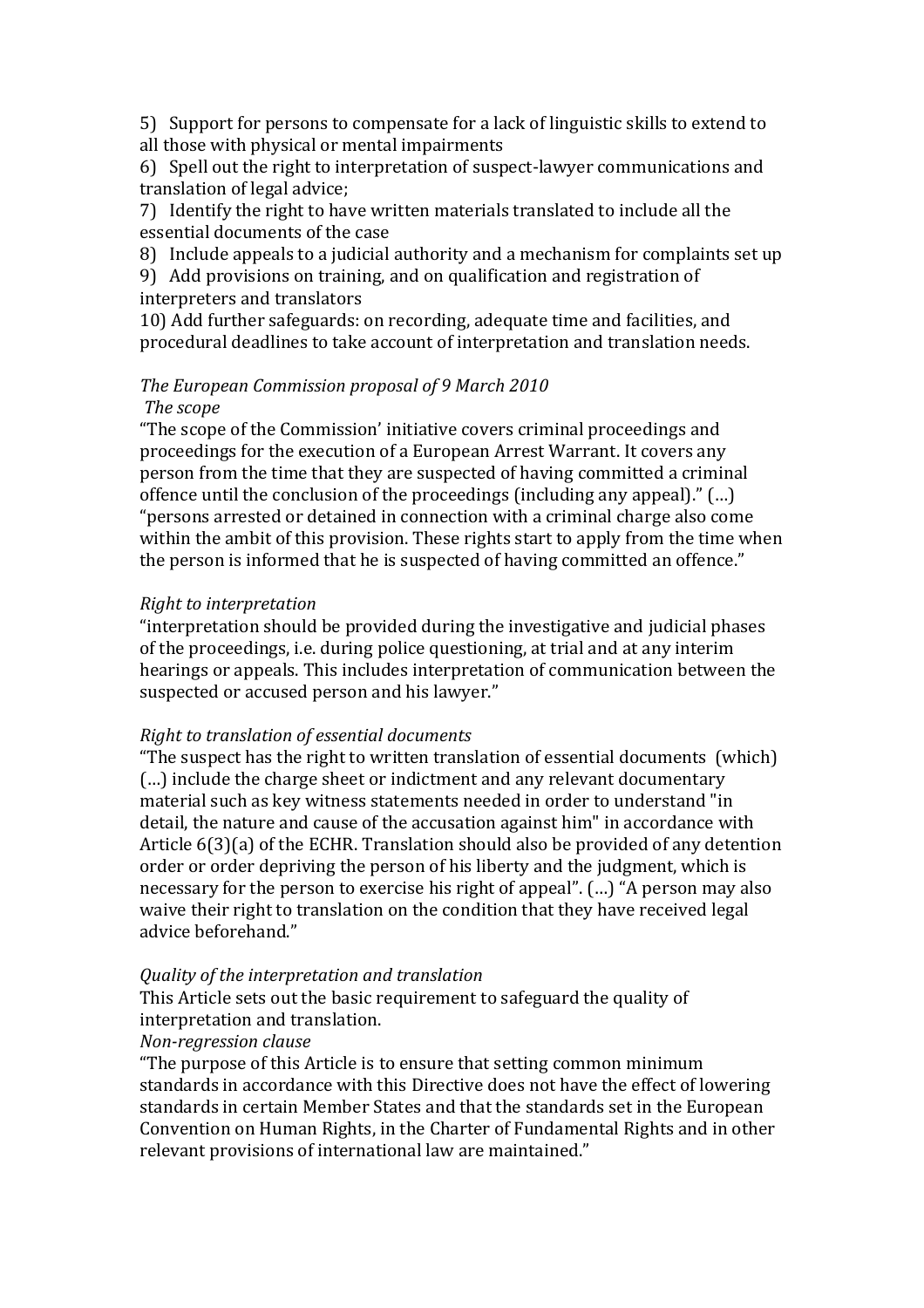5) Support for persons to compensate for a lack of linguistic skills to extend to all those with physical or mental impairments

6) Spell out the right to interpretation of suspect-lawyer communications and translation of legal advice;

7) Identify the right to have written materials translated to include all the essential documents of the case

8) Include appeals to a judicial authority and a mechanism for complaints set up

9) Add provisions on training, and on qualification and registration of interpreters and translators

10) Add further safeguards: on recording, adequate time and facilities, and procedural deadlines to take account of interpretation and translation needs.

*The European Commission proposal of 9 March 2010*

*The scope*

"The scope of the Commission' initiative covers criminal proceedings and proceedings for the execution of a European Arrest Warrant. It covers any person from the time that they are suspected of having committed a criminal offence until the conclusion of the proceedings (including any appeal)." (…) "persons arrested or detained in connection with a criminal charge also come within the ambit of this provision. These rights start to apply from the time when the person is informed that he is suspected of having committed an offence."

*Right to interpretation*

"interpretation should be provided during the investigative and judicial phases of the proceedings, i.e. during police questioning, at trial and at any interim hearings or appeals. This includes interpretation of communication between the suspected or accused person and his lawyer."

*Right to translation of essential documents*

"The suspect has the right to written translation of essential documents (which) (…) include the charge sheet or indictment and any relevant documentary material such as key witness statements needed in order to understand "in detail, the nature and cause of the accusation against him" in accordance with Article 6(3)(a) of the ECHR. Translation should also be provided of any detention order or order depriving the person of his liberty and the judgment, which is necessary for the person to exercise his right of appeal". (…) "A person may also waive their right to translation on the condition that they have received legal advice beforehand."

*Quality of the interpretation and translation*

This Article sets out the basic requirement to safeguard the quality of interpretation and translation.

*Non-regression clause*

"The purpose of this Article is to ensure that setting common minimum standards in accordance with this Directive does not have the effect of lowering standards in certain Member States and that the standards set in the European Convention on Human Rights, in the Charter of Fundamental Rights and in other relevant provisions of international law are maintained."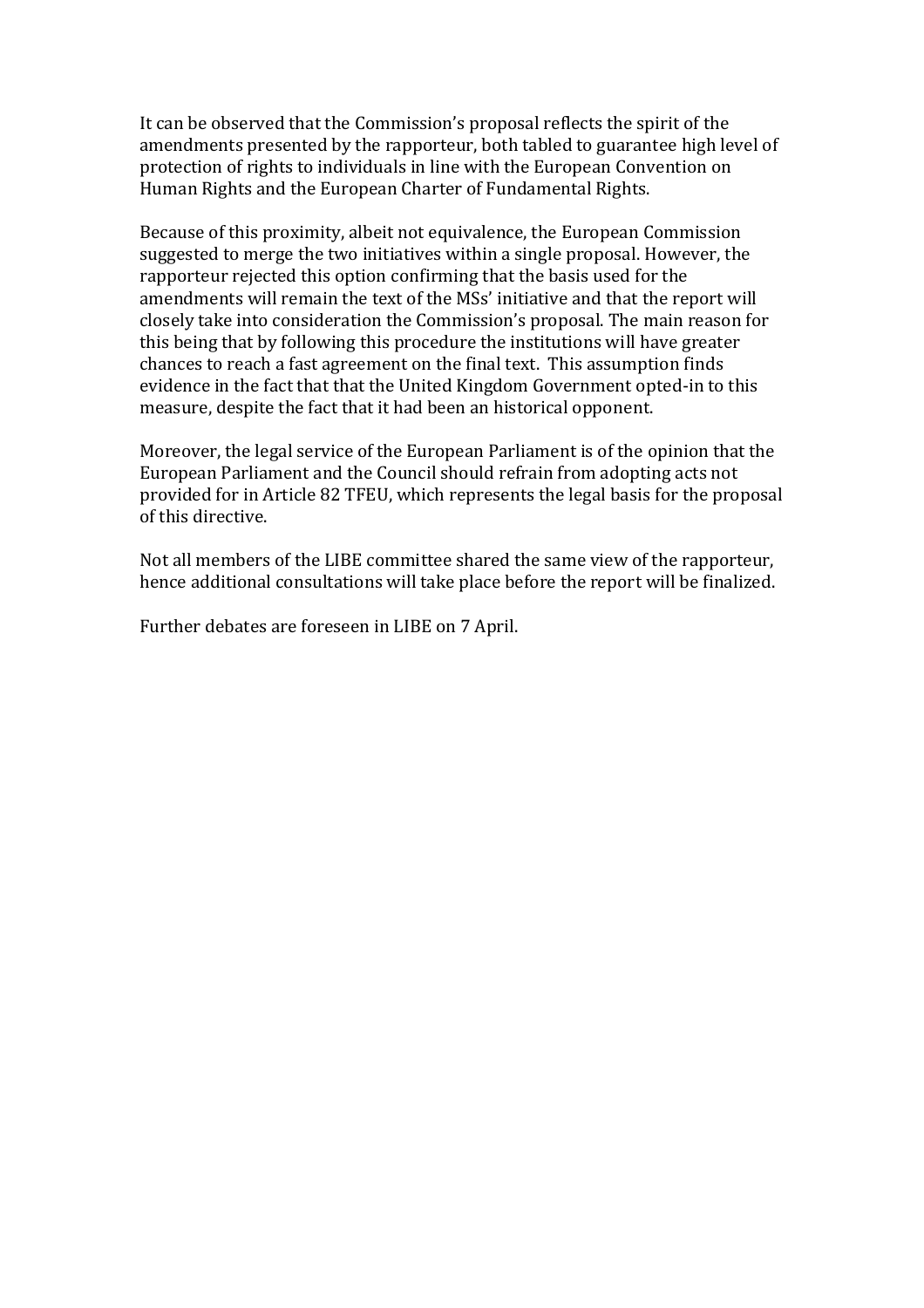It can be observed that the Commission's proposal reflects the spirit of the amendments presented by the rapporteur, both tabled to guarantee high level of protection of rights to individuals in line with the European Convention on Human Rights and the European Charter of Fundamental Rights.

Because of this proximity, albeit not equivalence, the European Commission suggested to merge the two initiatives within a single proposal. However, the rapporteur rejected this option confirming that the basis used for the amendments will remain the text of the MSs' initiative and that the report will closely take into consideration the Commission's proposal. The main reason for this being that by following this procedure the institutions will have greater chances to reach a fast agreement on the final text. This assumption finds evidence in the fact that that the United Kingdom Government opted-in to this measure, despite the fact that it had been an historical opponent.

Moreover, the legal service of the European Parliament is of the opinion that the European Parliament and the Council should refrain from adopting acts not provided for in Article 82 TFEU, which represents the legal basis for the proposal of this directive.

Not all members of the LIBE committee shared the same view of the rapporteur, hence additional consultations will take place before the report will be finalized.

Further debates are foreseen in LIBE on 7 April.